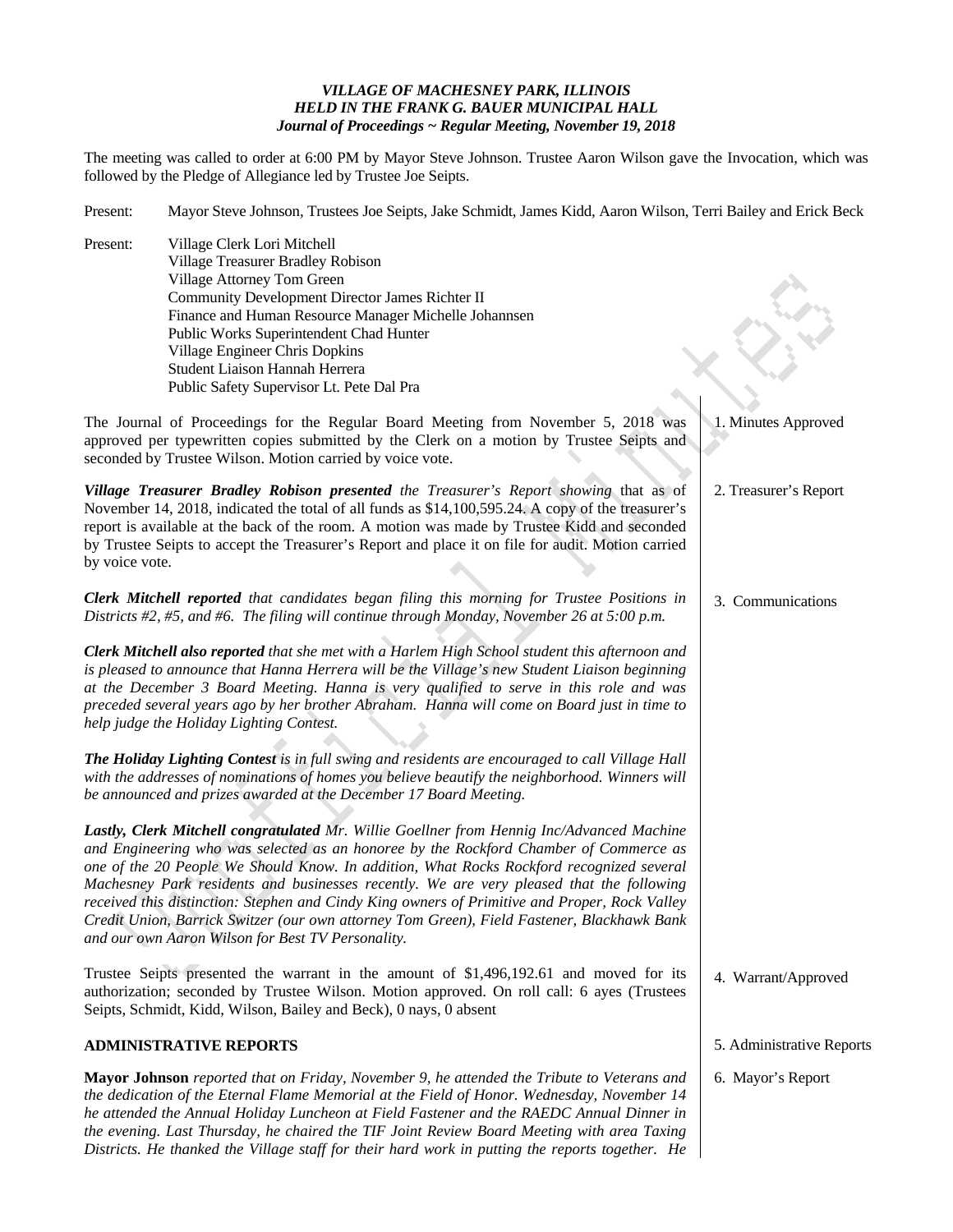***VILLAGE OF MACHESNEY PARK, ILLINOIS***
***HELD IN THE FRANK G. BAUER MUNICIPAL HALL***
***Journal of Proceedings ~ Regular Meeting, November 19, 2018***

The meeting was called to order at 6:00 PM by Mayor Steve Johnson. Trustee Aaron Wilson gave the Invocation, which was followed by the Pledge of Allegiance led by Trustee Joe Seipts.

Present: Mayor Steve Johnson, Trustees Joe Seipts, Jake Schmidt, James Kidd, Aaron Wilson, Terri Bailey and Erick Beck

Present: Village Clerk Lori Mitchell
Village Treasurer Bradley Robison
Village Attorney Tom Green
Community Development Director James Richter II
Finance and Human Resource Manager Michelle Johannsen
Public Works Superintendent Chad Hunter
Village Engineer Chris Dopkins
Student Liaison Hannah Herrera
Public Safety Supervisor Lt. Pete Dal Pra

**1. Minutes Approved**

The Journal of Proceedings for the Regular Board Meeting from November 5, 2018 was approved per typewritten copies submitted by the Clerk on a motion by Trustee Seipts and seconded by Trustee Wilson. Motion carried by voice vote.

**2. Treasurer's Report**

***Village Treasurer Bradley Robison presented*** *the Treasurer's Report showing* that as of November 14, 2018, indicated the total of all funds as $14,100,595.24. A copy of the treasurer's report is available at the back of the room. A motion was made by Trustee Kidd and seconded by Trustee Seipts to accept the Treasurer's Report and place it on file for audit. Motion carried by voice vote.

**3. Communications**

***Clerk Mitchell reported*** *that candidates began filing this morning for Trustee Positions in Districts #2, #5, and #6. The filing will continue through Monday, November 26 at 5:00 p.m.*

***Clerk Mitchell also reported*** *that she met with a Harlem High School student this afternoon and is pleased to announce that Hanna Herrera will be the Village's new Student Liaison beginning at the December 3 Board Meeting. Hanna is very qualified to serve in this role and was preceded several years ago by her brother Abraham. Hanna will come on Board just in time to help judge the Holiday Lighting Contest.*

***The Holiday Lighting Contest*** *is in full swing and residents are encouraged to call Village Hall with the addresses of nominations of homes you believe beautify the neighborhood. Winners will be announced and prizes awarded at the December 17 Board Meeting.*

***Lastly, Clerk Mitchell congratulated*** *Mr. Willie Goellner from Hennig Inc/Advanced Machine and Engineering who was selected as an honoree by the Rockford Chamber of Commerce as one of the 20 People We Should Know. In addition, What Rocks Rockford recognized several Machesney Park residents and businesses recently. We are very pleased that the following received this distinction: Stephen and Cindy King owners of Primitive and Proper, Rock Valley Credit Union, Barrick Switzer (our own attorney Tom Green), Field Fastener, Blackhawk Bank and our own Aaron Wilson for Best TV Personality.*

**4. Warrant/Approved**

Trustee Seipts presented the warrant in the amount of $1,496,192.61 and moved for its authorization; seconded by Trustee Wilson. Motion approved. On roll call: 6 ayes (Trustees Seipts, Schmidt, Kidd, Wilson, Bailey and Beck), 0 nays, 0 absent

## ADMINISTRATIVE REPORTS

**5. Administrative Reports**

**6. Mayor's Report**

**Mayor Johnson** *reported that on Friday, November 9, he attended the Tribute to Veterans and the dedication of the Eternal Flame Memorial at the Field of Honor. Wednesday, November 14 he attended the Annual Holiday Luncheon at Field Fastener and the RAEDC Annual Dinner in the evening. Last Thursday, he chaired the TIF Joint Review Board Meeting with area Taxing Districts. He thanked the Village staff for their hard work in putting the reports together. He*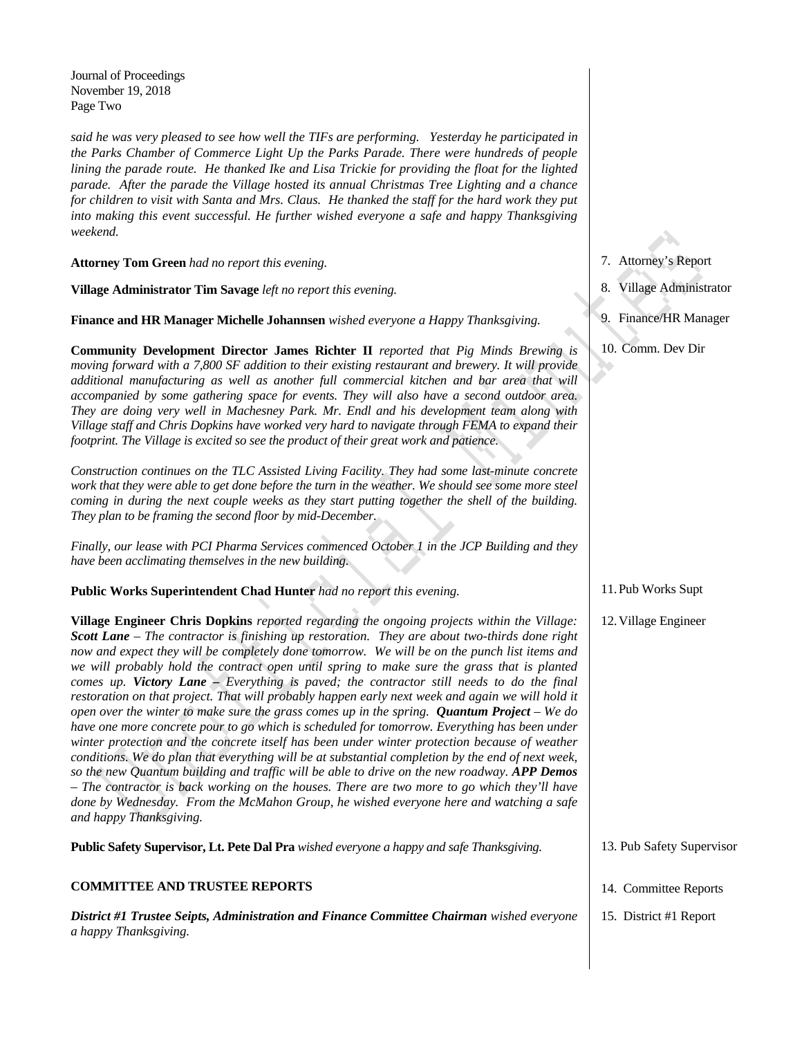*said he was very pleased to see how well the TIFs are performing. Yesterday he participated in the Parks Chamber of Commerce Light Up the Parks Parade. There were hundreds of people lining the parade route. He thanked Ike and Lisa Trickie for providing the float for the lighted parade. After the parade the Village hosted its annual Christmas Tree Lighting and a chance for children to visit with Santa and Mrs. Claus. He thanked the staff for the hard work they put into making this event successful. He further wished everyone a safe and happy Thanksgiving weekend.*

7. Attorney's Report

**Attorney Tom Green** *had no report this evening.*

8. Village Administrator

**Village Administrator Tim Savage** *left no report this evening.*

9. Finance/HR Manager

**Finance and HR Manager Michelle Johannsen** *wished everyone a Happy Thanksgiving.*

10. Comm. Dev Dir

**Community Development Director James Richter II** *reported that Pig Minds Brewing is moving forward with a 7,800 SF addition to their existing restaurant and brewery. It will provide additional manufacturing as well as another full commercial kitchen and bar area that will accompanied by some gathering space for events. They will also have a second outdoor area. They are doing very well in Machesney Park. Mr. Endl and his development team along with Village staff and Chris Dopkins have worked very hard to navigate through FEMA to expand their footprint. The Village is excited so see the product of their great work and patience.*

*Construction continues on the TLC Assisted Living Facility. They had some last-minute concrete work that they were able to get done before the turn in the weather. We should see some more steel coming in during the next couple weeks as they start putting together the shell of the building. They plan to be framing the second floor by mid-December.*

*Finally, our lease with PCI Pharma Services commenced October 1 in the JCP Building and they have been acclimating themselves in the new building.*

11. Pub Works Supt

**Public Works Superintendent Chad Hunter** *had no report this evening.*

12. Village Engineer

**Village Engineer Chris Dopkins** *reported regarding the ongoing projects within the Village:* ***Scott Lane*** *– The contractor is finishing up restoration. They are about two-thirds done right now and expect they will be completely done tomorrow. We will be on the punch list items and we will probably hold the contract open until spring to make sure the grass that is planted comes up.* ***Victory Lane –*** *Everything is paved; the contractor still needs to do the final restoration on that project. That will probably happen early next week and again we will hold it open over the winter to make sure the grass comes up in the spring.* ***Quantum Project*** *– We do have one more concrete pour to go which is scheduled for tomorrow. Everything has been under winter protection and the concrete itself has been under winter protection because of weather conditions. We do plan that everything will be at substantial completion by the end of next week, so the new Quantum building and traffic will be able to drive on the new roadway.* ***APP Demos*** *– The contractor is back working on the houses. There are two more to go which they'll have done by Wednesday. From the McMahon Group, he wished everyone here and watching a safe and happy Thanksgiving.*

13. Pub Safety Supervisor

**Public Safety Supervisor, Lt. Pete Dal Pra** *wished everyone a happy and safe Thanksgiving.*

14. Committee Reports

## COMMITTEE AND TRUSTEE REPORTS

15. District #1 Report

***District #1 Trustee Seipts, Administration and Finance Committee Chairman*** *wished everyone a happy Thanksgiving.*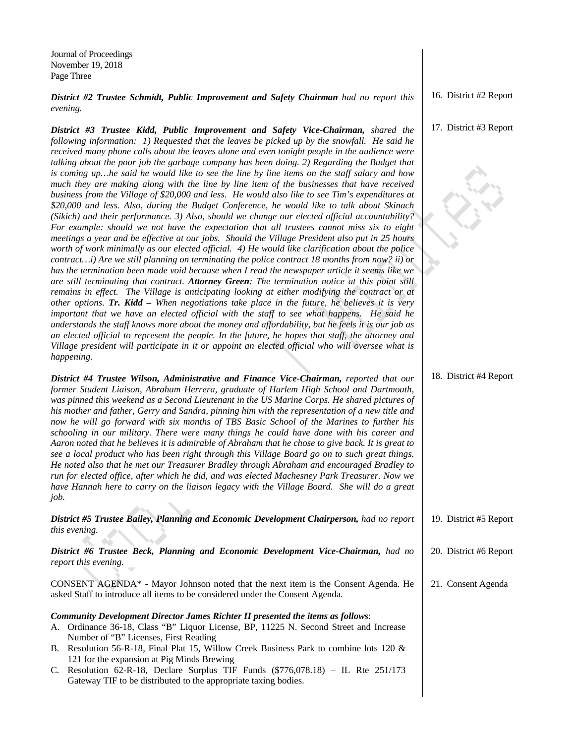*District #2 Trustee Schmidt, Public Improvement and Safety Chairman had no report this evening.*

16. District #2 Report

*District #3 Trustee Kidd, Public Improvement and Safety Vice-Chairman, shared the following information: 1) Requested that the leaves be picked up by the snowfall. He said he received many phone calls about the leaves alone and even tonight people in the audience were talking about the poor job the garbage company has been doing. 2) Regarding the Budget that is coming up…he said he would like to see the line by line items on the staff salary and how much they are making along with the line by line item of the businesses that have received business from the Village of $20,000 and less. He would also like to see Tim's expenditures at $20,000 and less. Also, during the Budget Conference, he would like to talk about Skinach (Sikich) and their performance. 3) Also, should we change our elected official accountability? For example: should we not have the expectation that all trustees cannot miss six to eight meetings a year and be effective at our jobs. Should the Village President also put in 25 hours worth of work minimally as our elected official. 4) He would like clarification about the police contract…i) Are we still planning on terminating the police contract 18 months from now? ii) or has the termination been made void because when I read the newspaper article it seems like we are still terminating that contract. **Attorney Green**: The termination notice at this point still remains in effect. The Village is anticipating looking at either modifying the contract or at other options. **Tr. Kidd –** When negotiations take place in the future, he believes it is very important that we have an elected official with the staff to see what happens. He said he understands the staff knows more about the money and affordability, but he feels it is our job as an elected official to represent the people. In the future, he hopes that staff, the attorney and Village president will participate in it or appoint an elected official who will oversee what is happening.*

17. District #3 Report

*District #4 Trustee Wilson, Administrative and Finance Vice-Chairman, reported that our former Student Liaison, Abraham Herrera, graduate of Harlem High School and Dartmouth, was pinned this weekend as a Second Lieutenant in the US Marine Corps. He shared pictures of his mother and father, Gerry and Sandra, pinning him with the representation of a new title and now he will go forward with six months of TBS Basic School of the Marines to further his schooling in our military. There were many things he could have done with his career and Aaron noted that he believes it is admirable of Abraham that he chose to give back. It is great to see a local product who has been right through this Village Board go on to such great things. He noted also that he met our Treasurer Bradley through Abraham and encouraged Bradley to run for elected office, after which he did, and was elected Machesney Park Treasurer. Now we have Hannah here to carry on the liaison legacy with the Village Board. She will do a great job.*

18. District #4 Report

*District #5 Trustee Bailey, Planning and Economic Development Chairperson, had no report this evening.*

19. District #5 Report

*District #6 Trustee Beck, Planning and Economic Development Vice-Chairman, had no report this evening.*

20. District #6 Report

CONSENT AGENDA* - Mayor Johnson noted that the next item is the Consent Agenda. He asked Staff to introduce all items to be considered under the Consent Agenda.

21. Consent Agenda

***Community Development Director James Richter II presented the items as follows*:**

A. Ordinance 36-18, Class "B" Liquor License, BP, 11225 N. Second Street and Increase Number of "B" Licenses, First Reading
B. Resolution 56-R-18, Final Plat 15, Willow Creek Business Park to combine lots 120 & 121 for the expansion at Pig Minds Brewing
C. Resolution 62-R-18, Declare Surplus TIF Funds ($776,078.18) – IL Rte 251/173 Gateway TIF to be distributed to the appropriate taxing bodies.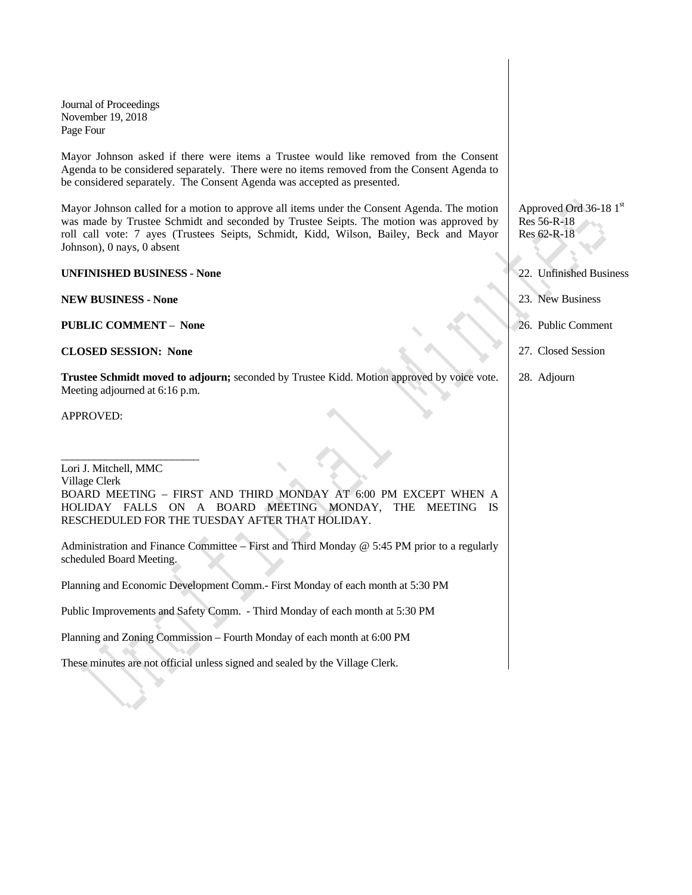Mayor Johnson asked if there were items a Trustee would like removed from the Consent Agenda to be considered separately. There were no items removed from the Consent Agenda to be considered separately. The Consent Agenda was accepted as presented.

Mayor Johnson called for a motion to approve all items under the Consent Agenda. The motion was made by Trustee Schmidt and seconded by Trustee Seipts. The motion was approved by roll call vote: 7 ayes (Trustees Seipts, Schmidt, Kidd, Wilson, Bailey, Beck and Mayor Johnson), 0 nays, 0 absent

Approved Ord 36-18 1st
Res 56-R-18
Res 62-R-18

**UNFINISHED BUSINESS - None**

22. Unfinished Business

**NEW BUSINESS - None**

23. New Business

**PUBLIC COMMENT – None**

26. Public Comment

**CLOSED SESSION: None**

27. Closed Session

**Trustee Schmidt moved to adjourn;** seconded by Trustee Kidd. Motion approved by voice vote. Meeting adjourned at 6:16 p.m.

28. Adjourn

APPROVED:

_________________________

Lori J. Mitchell, MMC
Village Clerk

BOARD MEETING – FIRST AND THIRD MONDAY AT 6:00 PM EXCEPT WHEN A HOLIDAY FALLS ON A BOARD MEETING MONDAY, THE MEETING IS RESCHEDULED FOR THE TUESDAY AFTER THAT HOLIDAY.

Administration and Finance Committee – First and Third Monday @ 5:45 PM prior to a regularly scheduled Board Meeting.

Planning and Economic Development Comm.- First Monday of each month at 5:30 PM

Public Improvements and Safety Comm. - Third Monday of each month at 5:30 PM

Planning and Zoning Commission – Fourth Monday of each month at 6:00 PM

These minutes are not official unless signed and sealed by the Village Clerk.